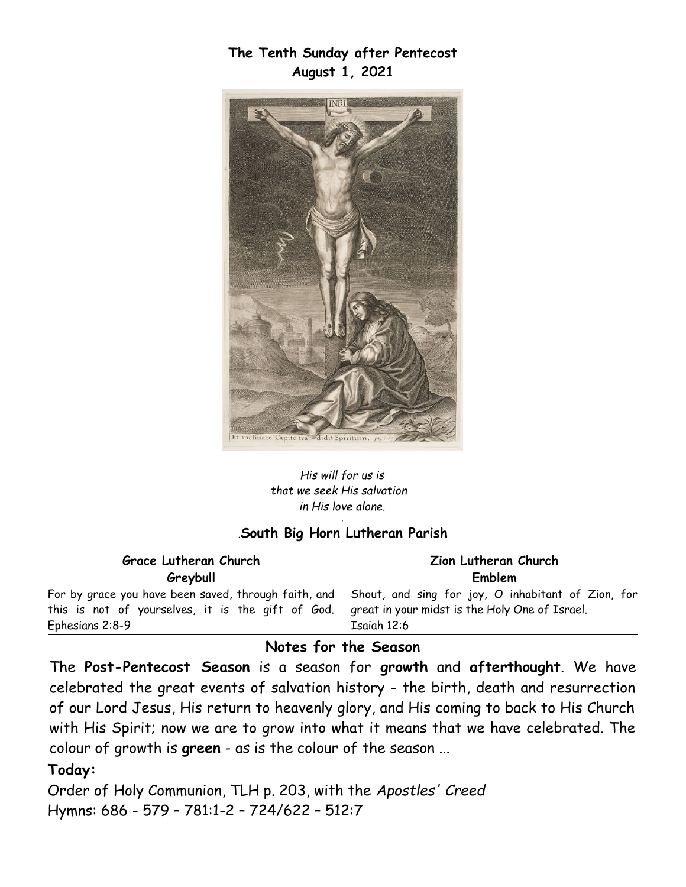# The Tenth Sunday after Pentecost
## August 1, 2021

*His will for us is*
*that we seek His salvation*
*in His love alone.*

## South Big Horn Lutheran Parish

**Grace Lutheran Church**
**Greybull**

For by grace you have been saved, through faith, and this is not of yourselves, it is the gift of God. Ephesians 2:8-9

**Zion Lutheran Church**
**Emblem**

Shout, and sing for joy, O inhabitant of Zion, for great in your midst is the Holy One of Israel. Isaiah 12:6

### Notes for the Season

The **Post-Pentecost Season** is a season for **growth** and **afterthought**. We have celebrated the great events of salvation history - the birth, death and resurrection of our Lord Jesus, His return to heavenly glory, and His coming to back to His Church with His Spirit; now we are to grow into what it means that we have celebrated. The colour of growth is **green** - as is the colour of the season ...

**Today:**

Order of Holy Communion, TLH p. 203, with the *Apostles' Creed*
Hymns: 686 - 579 – 781:1-2 – 724/622 – 512:7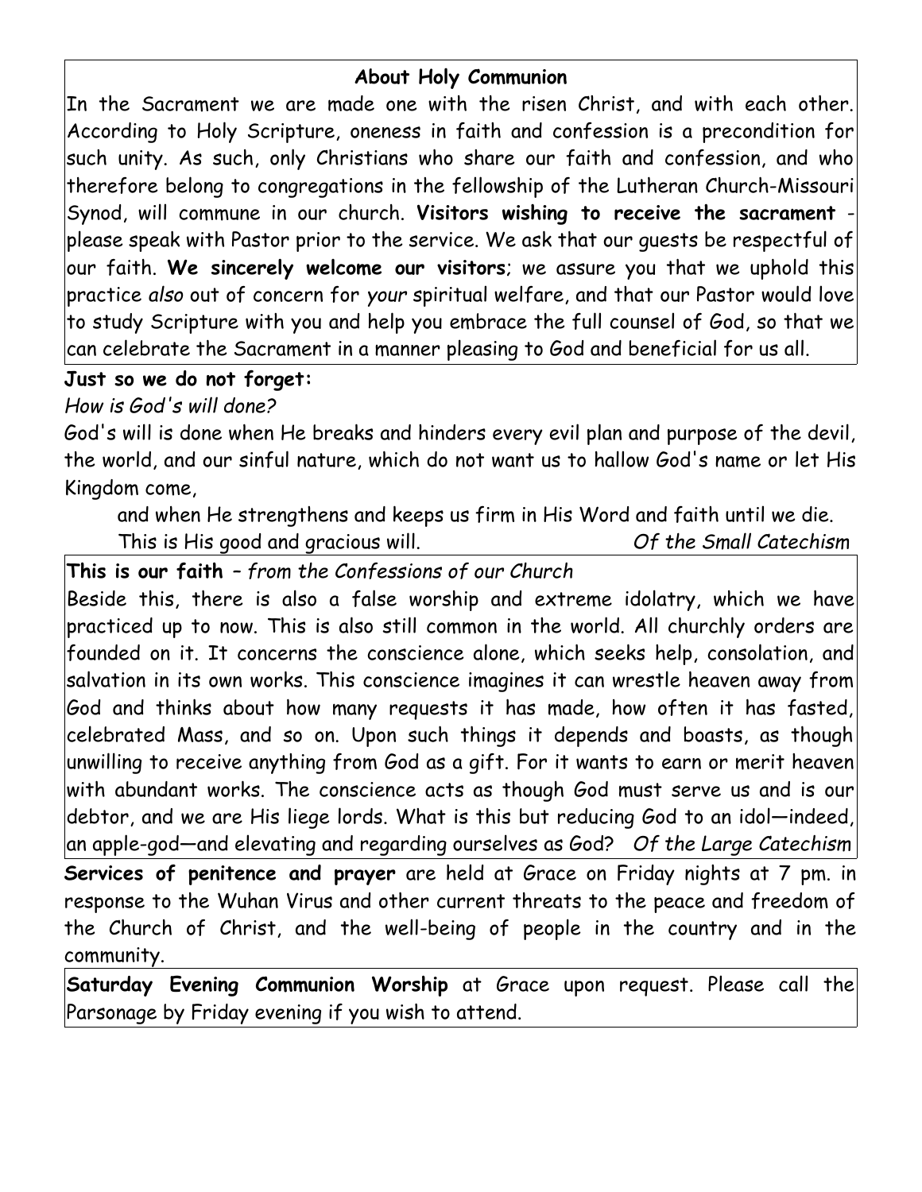### About Holy Communion

In the Sacrament we are made one with the risen Christ, and with each other. According to Holy Scripture, oneness in faith and confession is a precondition for such unity. As such, only Christians who share our faith and confession, and who therefore belong to congregations in the fellowship of the Lutheran Church-Missouri Synod, will commune in our church. **Visitors wishing to receive the sacrament** - please speak with Pastor prior to the service. We ask that our guests be respectful of our faith. **We sincerely welcome our visitors**; we assure you that we uphold this practice *also* out of concern for *your* spiritual welfare, and that our Pastor would love to study Scripture with you and help you embrace the full counsel of God, so that we can celebrate the Sacrament in a manner pleasing to God and beneficial for us all.

**Just so we do not forget:**

*How is God's will done?*

God's will is done when He breaks and hinders every evil plan and purpose of the devil, the world, and our sinful nature, which do not want us to hallow God's name or let His Kingdom come,

and when He strengthens and keeps us firm in His Word and faith until we die.

This is His good and gracious will. *Of the Small Catechism*

**This is our faith** – *from the Confessions of our Church*

Beside this, there is also a false worship and extreme idolatry, which we have practiced up to now. This is also still common in the world. All churchly orders are founded on it. It concerns the conscience alone, which seeks help, consolation, and salvation in its own works. This conscience imagines it can wrestle heaven away from God and thinks about how many requests it has made, how often it has fasted, celebrated Mass, and so on. Upon such things it depends and boasts, as though unwilling to receive anything from God as a gift. For it wants to earn or merit heaven with abundant works. The conscience acts as though God must serve us and is our debtor, and we are His liege lords. What is this but reducing God to an idol—indeed, an apple-god—and elevating and regarding ourselves as God? *Of the Large Catechism*

**Services of penitence and prayer** are held at Grace on Friday nights at 7 pm. in response to the Wuhan Virus and other current threats to the peace and freedom of the Church of Christ, and the well-being of people in the country and in the community.

**Saturday Evening Communion Worship** at Grace upon request. Please call the Parsonage by Friday evening if you wish to attend.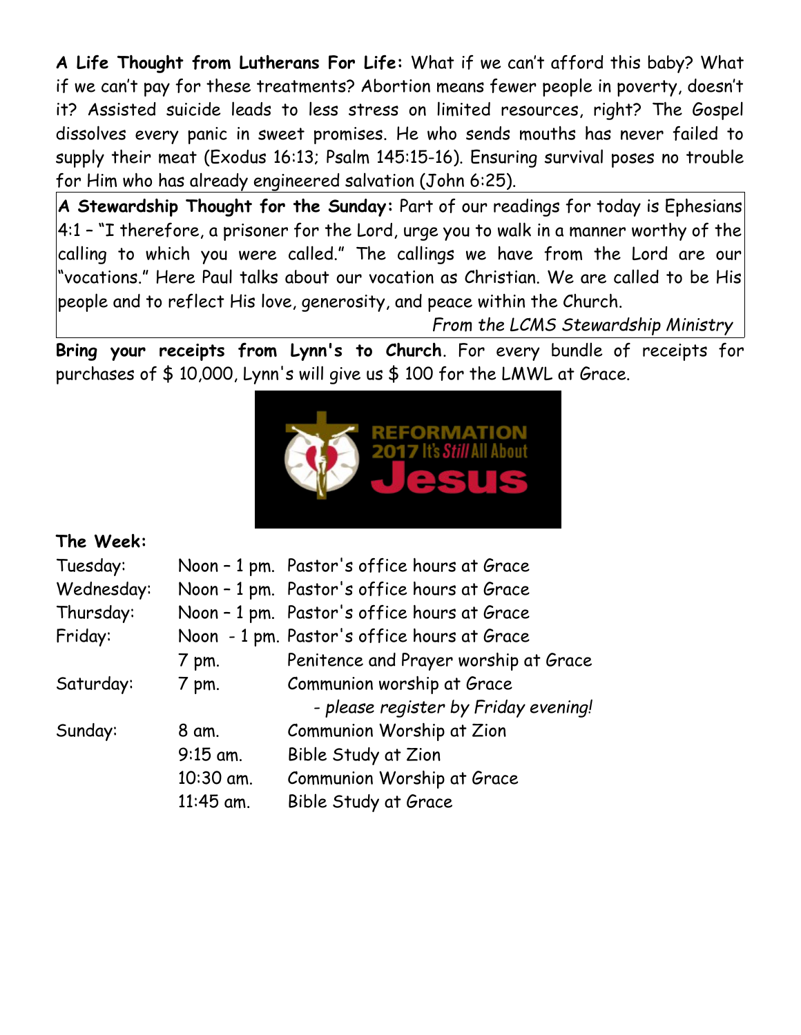**A Life Thought from Lutherans For Life:** What if we can't afford this baby? What if we can't pay for these treatments? Abortion means fewer people in poverty, doesn't it? Assisted suicide leads to less stress on limited resources, right? The Gospel dissolves every panic in sweet promises. He who sends mouths has never failed to supply their meat (Exodus 16:13; Psalm 145:15-16). Ensuring survival poses no trouble for Him who has already engineered salvation (John 6:25).

**A Stewardship Thought for the Sunday:** Part of our readings for today is Ephesians 4:1 – "I therefore, a prisoner for the Lord, urge you to walk in a manner worthy of the calling to which you were called." The callings we have from the Lord are our "vocations." Here Paul talks about our vocation as Christian. We are called to be His people and to reflect His love, generosity, and peace within the Church.

*From the LCMS Stewardship Ministry*

**Bring your receipts from Lynn's to Church**. For every bundle of receipts for purchases of $ 10,000, Lynn's will give us $ 100 for the LMWL at Grace.

REFORMATION 2017 It's *Still* All About Jesus

**The Week:**

| | | |
|---|---|---|
| Tuesday: | Noon – 1 pm. | Pastor's office hours at Grace |
| Wednesday: | Noon – 1 pm. | Pastor's office hours at Grace |
| Thursday: | Noon – 1 pm. | Pastor's office hours at Grace |
| Friday: | Noon - 1 pm. | Pastor's office hours at Grace |
| | 7 pm. | Penitence and Prayer worship at Grace |
| Saturday: | 7 pm. | Communion worship at Grace - *please register by Friday evening!* |
| Sunday: | 8 am. | Communion Worship at Zion |
| | 9:15 am. | Bible Study at Zion |
| | 10:30 am. | Communion Worship at Grace |
| | 11:45 am. | Bible Study at Grace |